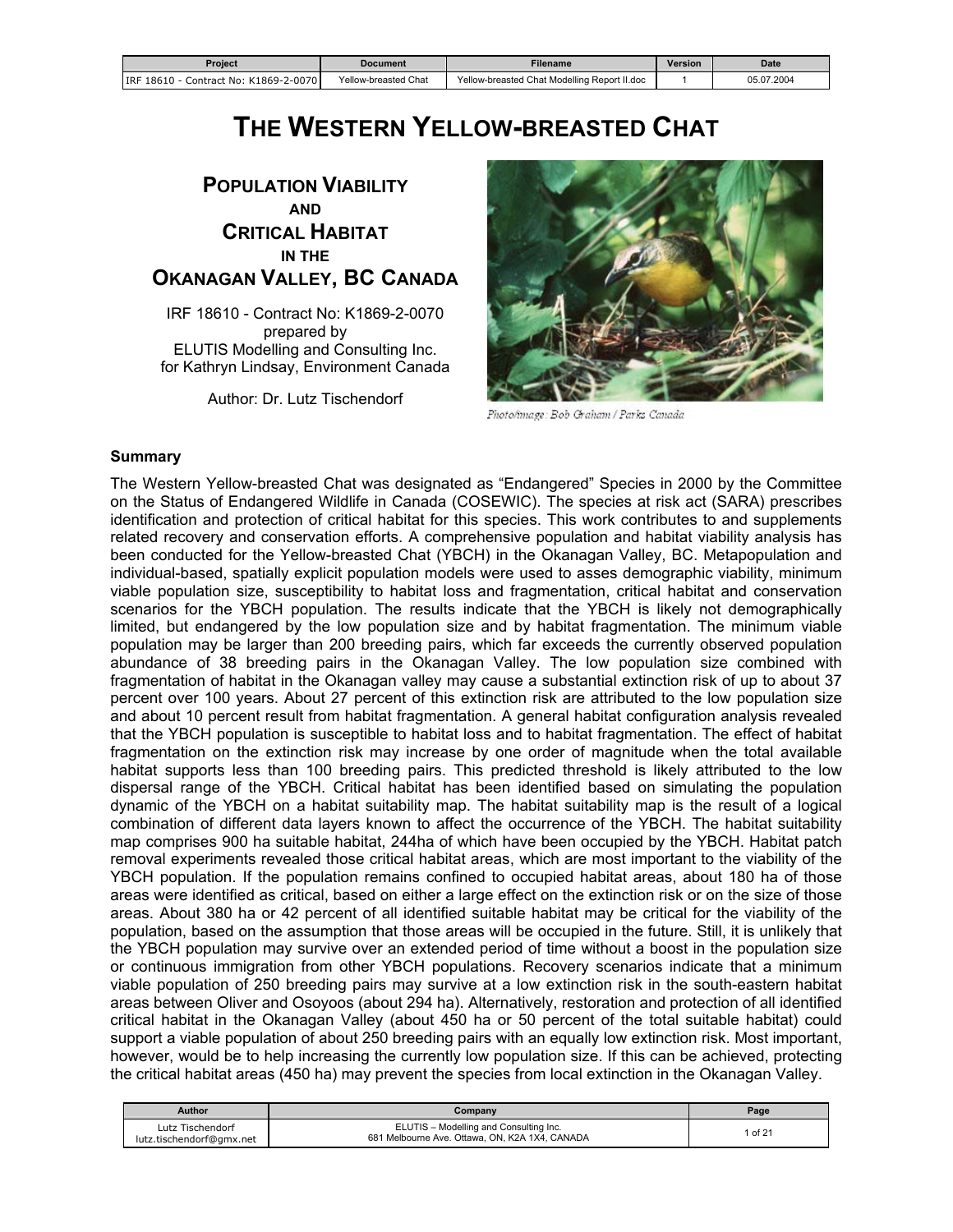| Project | Document | Filename | Version | Date |
|---|---|---|---|---|
| IRF 18610 - Contract No: K1869-2-0070 | Yellow-breasted Chat | Yellow-breasted Chat Modelling Report II.doc | 1 | 05.07.2004 |

# THE WESTERN YELLOW-BREASTED CHAT

## POPULATION VIABILITY AND CRITICAL HABITAT IN THE OKANAGAN VALLEY, BC CANADA

IRF 18610 - Contract No: K1869-2-0070
prepared by
ELUTIS Modelling and Consulting Inc.
for Kathryn Lindsay, Environment Canada

Author: Dr. Lutz Tischendorf

Photo/image: Bob Graham / Parks Canada

### Summary

The Western Yellow-breasted Chat was designated as "Endangered" Species in 2000 by the Committee on the Status of Endangered Wildlife in Canada (COSEWIC). The species at risk act (SARA) prescribes identification and protection of critical habitat for this species. This work contributes to and supplements related recovery and conservation efforts. A comprehensive population and habitat viability analysis has been conducted for the Yellow-breasted Chat (YBCH) in the Okanagan Valley, BC. Metapopulation and individual-based, spatially explicit population models were used to asses demographic viability, minimum viable population size, susceptibility to habitat loss and fragmentation, critical habitat and conservation scenarios for the YBCH population. The results indicate that the YBCH is likely not demographically limited, but endangered by the low population size and by habitat fragmentation. The minimum viable population may be larger than 200 breeding pairs, which far exceeds the currently observed population abundance of 38 breeding pairs in the Okanagan Valley. The low population size combined with fragmentation of habitat in the Okanagan valley may cause a substantial extinction risk of up to about 37 percent over 100 years. About 27 percent of this extinction risk are attributed to the low population size and about 10 percent result from habitat fragmentation. A general habitat configuration analysis revealed that the YBCH population is susceptible to habitat loss and to habitat fragmentation. The effect of habitat fragmentation on the extinction risk may increase by one order of magnitude when the total available habitat supports less than 100 breeding pairs. This predicted threshold is likely attributed to the low dispersal range of the YBCH. Critical habitat has been identified based on simulating the population dynamic of the YBCH on a habitat suitability map. The habitat suitability map is the result of a logical combination of different data layers known to affect the occurrence of the YBCH. The habitat suitability map comprises 900 ha suitable habitat, 244ha of which have been occupied by the YBCH. Habitat patch removal experiments revealed those critical habitat areas, which are most important to the viability of the YBCH population. If the population remains confined to occupied habitat areas, about 180 ha of those areas were identified as critical, based on either a large effect on the extinction risk or on the size of those areas. About 380 ha or 42 percent of all identified suitable habitat may be critical for the viability of the population, based on the assumption that those areas will be occupied in the future. Still, it is unlikely that the YBCH population may survive over an extended period of time without a boost in the population size or continuous immigration from other YBCH populations. Recovery scenarios indicate that a minimum viable population of 250 breeding pairs may survive at a low extinction risk in the south-eastern habitat areas between Oliver and Osoyoos (about 294 ha). Alternatively, restoration and protection of all identified critical habitat in the Okanagan Valley (about 450 ha or 50 percent of the total suitable habitat) could support a viable population of about 250 breeding pairs with an equally low extinction risk. Most important, however, would be to help increasing the currently low population size. If this can be achieved, protecting the critical habitat areas (450 ha) may prevent the species from local extinction in the Okanagan Valley.

| Author | Company |
|---|---|
| Lutz Tischendorf lutz.tischendorf@gmx.net | ELUTIS – Modelling and Consulting Inc. 681 Melbourne Ave. Ottawa, ON, K2A 1X4, CANADA |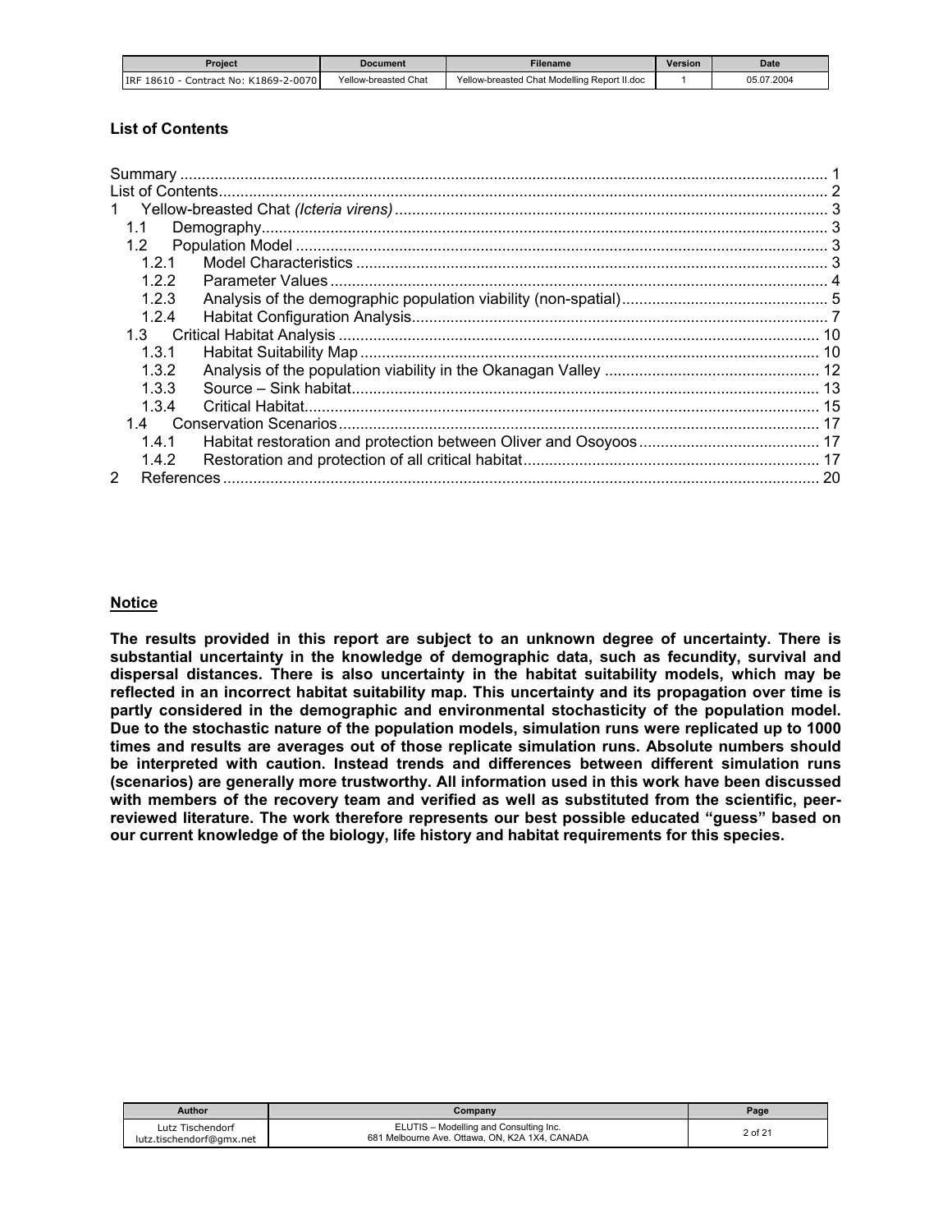### List of Contents

Summary ..... 1
List of Contents ..... 2
1 Yellow-breasted Chat *(Icteria virens)* ..... 3
  1.1 Demography ..... 3
  1.2 Population Model ..... 3
    1.2.1 Model Characteristics ..... 3
    1.2.2 Parameter Values ..... 4
    1.2.3 Analysis of the demographic population viability (non-spatial) ..... 5
    1.2.4 Habitat Configuration Analysis ..... 7
  1.3 Critical Habitat Analysis ..... 10
    1.3.1 Habitat Suitability Map ..... 10
    1.3.2 Analysis of the population viability in the Okanagan Valley ..... 12
    1.3.3 Source – Sink habitat ..... 13
    1.3.4 Critical Habitat ..... 15
  1.4 Conservation Scenarios ..... 17
    1.4.1 Habitat restoration and protection between Oliver and Osoyoos ..... 17
    1.4.2 Restoration and protection of all critical habitat ..... 17
2 References ..... 20

**Notice**

**The results provided in this report are subject to an unknown degree of uncertainty. There is substantial uncertainty in the knowledge of demographic data, such as fecundity, survival and dispersal distances. There is also uncertainty in the habitat suitability models, which may be reflected in an incorrect habitat suitability map. This uncertainty and its propagation over time is partly considered in the demographic and environmental stochasticity of the population model. Due to the stochastic nature of the population models, simulation runs were replicated up to 1000 times and results are averages out of those replicate simulation runs. Absolute numbers should be interpreted with caution. Instead trends and differences between different simulation runs (scenarios) are generally more trustworthy. All information used in this work have been discussed with members of the recovery team and verified as well as substituted from the scientific, peer-reviewed literature. The work therefore represents our best possible educated "guess" based on our current knowledge of the biology, life history and habitat requirements for this species.**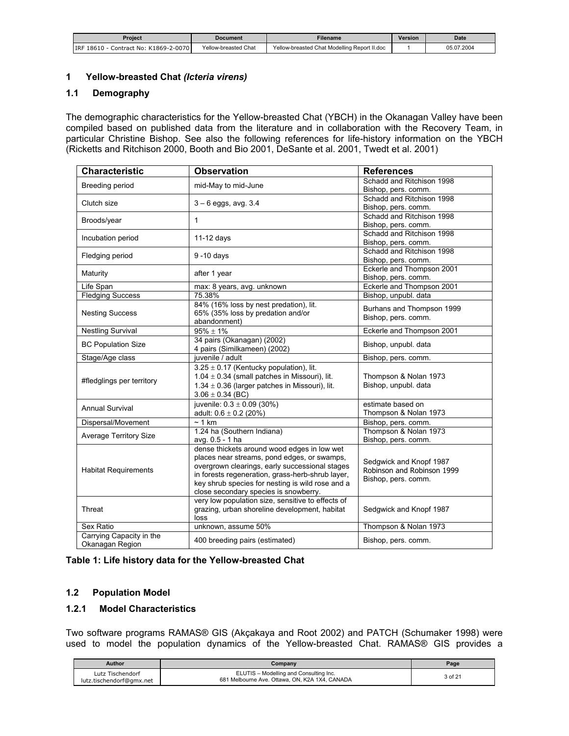# 1 Yellow-breasted Chat *(Icteria virens)*

## 1.1 Demography

The demographic characteristics for the Yellow-breasted Chat (YBCH) in the Okanagan Valley have been compiled based on published data from the literature and in collaboration with the Recovery Team, in particular Christine Bishop. See also the following references for life-history information on the YBCH (Ricketts and Ritchison 2000, Booth and Bio 2001, DeSante et al. 2001, Twedt et al. 2001)

| Characteristic | Observation | References |
|---|---|---|
| Breeding period | mid-May to mid-June | Schadd and Ritchison 1998<br>Bishop, pers. comm. |
| Clutch size | 3 – 6 eggs, avg. 3.4 | Schadd and Ritchison 1998<br>Bishop, pers. comm. |
| Broods/year | 1 | Schadd and Ritchison 1998<br>Bishop, pers. comm. |
| Incubation period | 11-12 days | Schadd and Ritchison 1998<br>Bishop, pers. comm. |
| Fledging period | 9 -10 days | Schadd and Ritchison 1998<br>Bishop, pers. comm. |
| Maturity | after 1 year | Eckerle and Thompson 2001<br>Bishop, pers. comm. |
| Life Span | max: 8 years, avg. unknown | Eckerle and Thompson 2001 |
| Fledging Success | 75.38% | Bishop, unpubl. data |
| Nesting Success | 84% (16% loss by nest predation), lit.<br>65% (35% loss by predation and/or abandonment) | Burhans and Thompson 1999<br>Bishop, pers. comm. |
| Nestling Survival | 95% $\pm$ 1% | Eckerle and Thompson 2001 |
| BC Population Size | 34 pairs (Okanagan) (2002)<br>4 pairs (Similkameen) (2002) | Bishop, unpubl. data |
| Stage/Age class | juvenile / adult | Bishop, pers. comm. |
| #fledglings per territory | 3.25 $\pm$ 0.17 (Kentucky population), lit.<br>1.04 $\pm$ 0.34 (small patches in Missouri), lit.<br>1.34 $\pm$ 0.36 (larger patches in Missouri), lit.<br>3.06 $\pm$ 0.34 (BC) | Thompson & Nolan 1973<br>Bishop, unpubl. data |
| Annual Survival | juvenile: 0.3 $\pm$ 0.09 (30%)<br>adult: 0.6 $\pm$ 0.2 (20%) | estimate based on<br>Thompson & Nolan 1973 |
| Dispersal/Movement | ~ 1 km | Bishop, pers. comm. |
| Average Territory Size | 1.24 ha (Southern Indiana)<br>avg. 0.5 - 1 ha | Thompson & Nolan 1973<br>Bishop, pers. comm. |
| Habitat Requirements | dense thickets around wood edges in low wet places near streams, pond edges, or swamps, overgrown clearings, early successional stages in forests regeneration, grass-herb-shrub layer, key shrub species for nesting is wild rose and a close secondary species is snowberry. | Sedgwick and Knopf 1987<br>Robinson and Robinson 1999<br>Bishop, pers. comm. |
| Threat | very low population size, sensitive to effects of grazing, urban shoreline development, habitat loss | Sedgwick and Knopf 1987 |
| Sex Ratio | unknown, assume 50% | Thompson & Nolan 1973 |
| Carrying Capacity in the Okanagan Region | 400 breeding pairs (estimated) | Bishop, pers. comm. |

**Table 1: Life history data for the Yellow-breasted Chat**

## 1.2 Population Model

### 1.2.1 Model Characteristics

Two software programs RAMAS® GIS (Akçakaya and Root 2002) and PATCH (Schumaker 1998) were used to model the population dynamics of the Yellow-breasted Chat. RAMAS® GIS provides a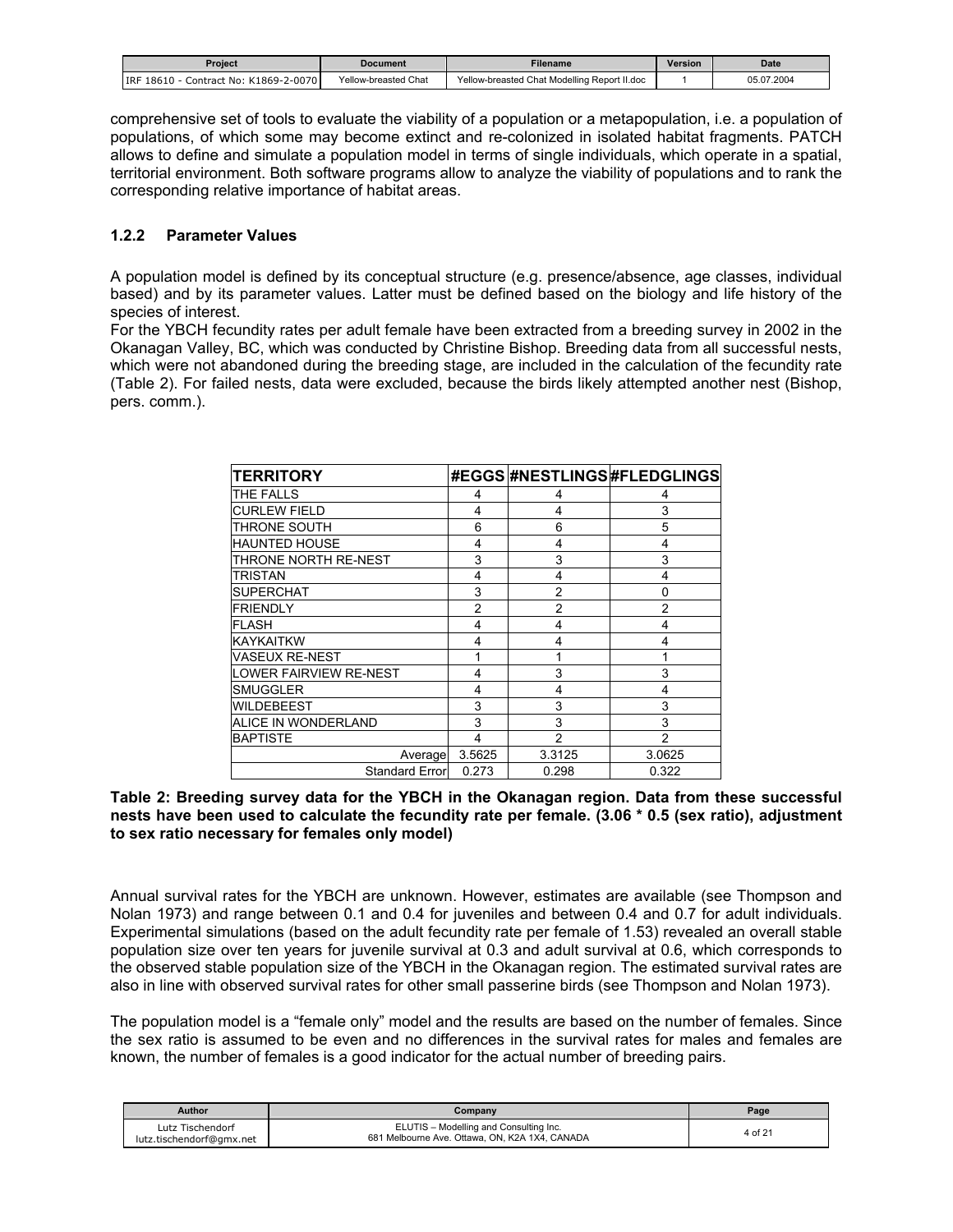comprehensive set of tools to evaluate the viability of a population or a metapopulation, i.e. a population of populations, of which some may become extinct and re-colonized in isolated habitat fragments. PATCH allows to define and simulate a population model in terms of single individuals, which operate in a spatial, territorial environment. Both software programs allow to analyze the viability of populations and to rank the corresponding relative importance of habitat areas.

### 1.2.2 Parameter Values

A population model is defined by its conceptual structure (e.g. presence/absence, age classes, individual based) and by its parameter values. Latter must be defined based on the biology and life history of the species of interest.
For the YBCH fecundity rates per adult female have been extracted from a breeding survey in 2002 in the Okanagan Valley, BC, which was conducted by Christine Bishop. Breeding data from all successful nests, which were not abandoned during the breeding stage, are included in the calculation of the fecundity rate (Table 2). For failed nests, data were excluded, because the birds likely attempted another nest (Bishop, pers. comm.).

| TERRITORY | #EGGS | #NESTLINGS | #FLEDGLINGS |
|---|---|---|---|
| THE FALLS | 4 | 4 | 4 |
| CURLEW FIELD | 4 | 4 | 3 |
| THRONE SOUTH | 6 | 6 | 5 |
| HAUNTED HOUSE | 4 | 4 | 4 |
| THRONE NORTH RE-NEST | 3 | 3 | 3 |
| TRISTAN | 4 | 4 | 4 |
| SUPERCHAT | 3 | 2 | 0 |
| FRIENDLY | 2 | 2 | 2 |
| FLASH | 4 | 4 | 4 |
| KAYKAITKW | 4 | 4 | 4 |
| VASEUX RE-NEST | 1 | 1 | 1 |
| LOWER FAIRVIEW RE-NEST | 4 | 3 | 3 |
| SMUGGLER | 4 | 4 | 4 |
| WILDEBEEST | 3 | 3 | 3 |
| ALICE IN WONDERLAND | 3 | 3 | 3 |
| BAPTISTE | 4 | 2 | 2 |
| Average | 3.5625 | 3.3125 | 3.0625 |
| Standard Error | 0.273 | 0.298 | 0.322 |

**Table 2: Breeding survey data for the YBCH in the Okanagan region. Data from these successful nests have been used to calculate the fecundity rate per female. (3.06 * 0.5 (sex ratio), adjustment to sex ratio necessary for females only model)**

Annual survival rates for the YBCH are unknown. However, estimates are available (see Thompson and Nolan 1973) and range between 0.1 and 0.4 for juveniles and between 0.4 and 0.7 for adult individuals. Experimental simulations (based on the adult fecundity rate per female of 1.53) revealed an overall stable population size over ten years for juvenile survival at 0.3 and adult survival at 0.6, which corresponds to the observed stable population size of the YBCH in the Okanagan region. The estimated survival rates are also in line with observed survival rates for other small passerine birds (see Thompson and Nolan 1973).

The population model is a "female only" model and the results are based on the number of females. Since the sex ratio is assumed to be even and no differences in the survival rates for males and females are known, the number of females is a good indicator for the actual number of breeding pairs.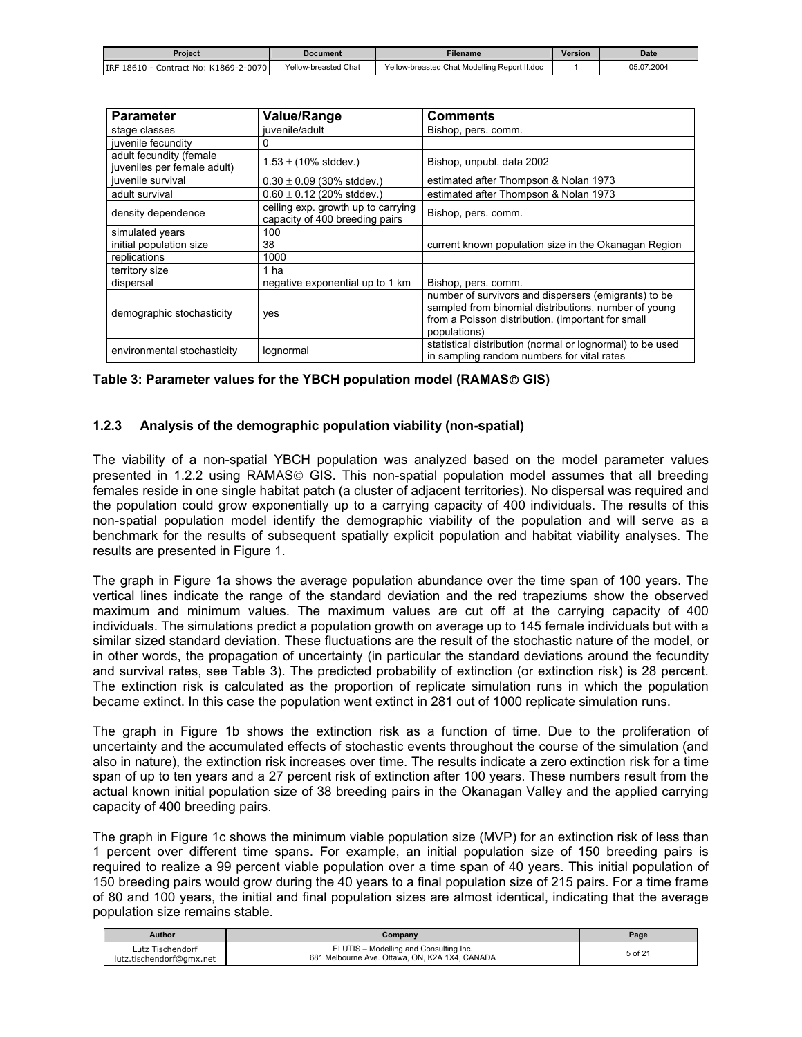| Parameter | Value/Range | Comments |
|---|---|---|
| stage classes | juvenile/adult | Bishop, pers. comm. |
| juvenile fecundity | 0 | |
| adult fecundity (female juveniles per female adult) | $1.53 \pm$ (10% stddev.) | Bishop, unpubl. data 2002 |
| juvenile survival | $0.30 \pm 0.09$ (30% stddev.) | estimated after Thompson & Nolan 1973 |
| adult survival | $0.60 \pm 0.12$ (20% stddev.) | estimated after Thompson & Nolan 1973 |
| density dependence | ceiling exp. growth up to carrying capacity of 400 breeding pairs | Bishop, pers. comm. |
| simulated years | 100 | |
| initial population size | 38 | current known population size in the Okanagan Region |
| replications | 1000 | |
| territory size | 1 ha | |
| dispersal | negative exponential up to 1 km | Bishop, pers. comm. |
| demographic stochasticity | yes | number of survivors and dispersers (emigrants) to be sampled from binomial distributions, number of young from a Poisson distribution. (important for small populations) |
| environmental stochasticity | lognormal | statistical distribution (normal or lognormal) to be used in sampling random numbers for vital rates |

**Table 3: Parameter values for the YBCH population model (RAMAS© GIS)**

### 1.2.3 Analysis of the demographic population viability (non-spatial)

The viability of a non-spatial YBCH population was analyzed based on the model parameter values presented in 1.2.2 using RAMAS© GIS. This non-spatial population model assumes that all breeding females reside in one single habitat patch (a cluster of adjacent territories). No dispersal was required and the population could grow exponentially up to a carrying capacity of 400 individuals. The results of this non-spatial population model identify the demographic viability of the population and will serve as a benchmark for the results of subsequent spatially explicit population and habitat viability analyses. The results are presented in Figure 1.

The graph in Figure 1a shows the average population abundance over the time span of 100 years. The vertical lines indicate the range of the standard deviation and the red trapeziums show the observed maximum and minimum values. The maximum values are cut off at the carrying capacity of 400 individuals. The simulations predict a population growth on average up to 145 female individuals but with a similar sized standard deviation. These fluctuations are the result of the stochastic nature of the model, or in other words, the propagation of uncertainty (in particular the standard deviations around the fecundity and survival rates, see Table 3). The predicted probability of extinction (or extinction risk) is 28 percent. The extinction risk is calculated as the proportion of replicate simulation runs in which the population became extinct. In this case the population went extinct in 281 out of 1000 replicate simulation runs.

The graph in Figure 1b shows the extinction risk as a function of time. Due to the proliferation of uncertainty and the accumulated effects of stochastic events throughout the course of the simulation (and also in nature), the extinction risk increases over time. The results indicate a zero extinction risk for a time span of up to ten years and a 27 percent risk of extinction after 100 years. These numbers result from the actual known initial population size of 38 breeding pairs in the Okanagan Valley and the applied carrying capacity of 400 breeding pairs.

The graph in Figure 1c shows the minimum viable population size (MVP) for an extinction risk of less than 1 percent over different time spans. For example, an initial population size of 150 breeding pairs is required to realize a 99 percent viable population over a time span of 40 years. This initial population of 150 breeding pairs would grow during the 40 years to a final population size of 215 pairs. For a time frame of 80 and 100 years, the initial and final population sizes are almost identical, indicating that the average population size remains stable.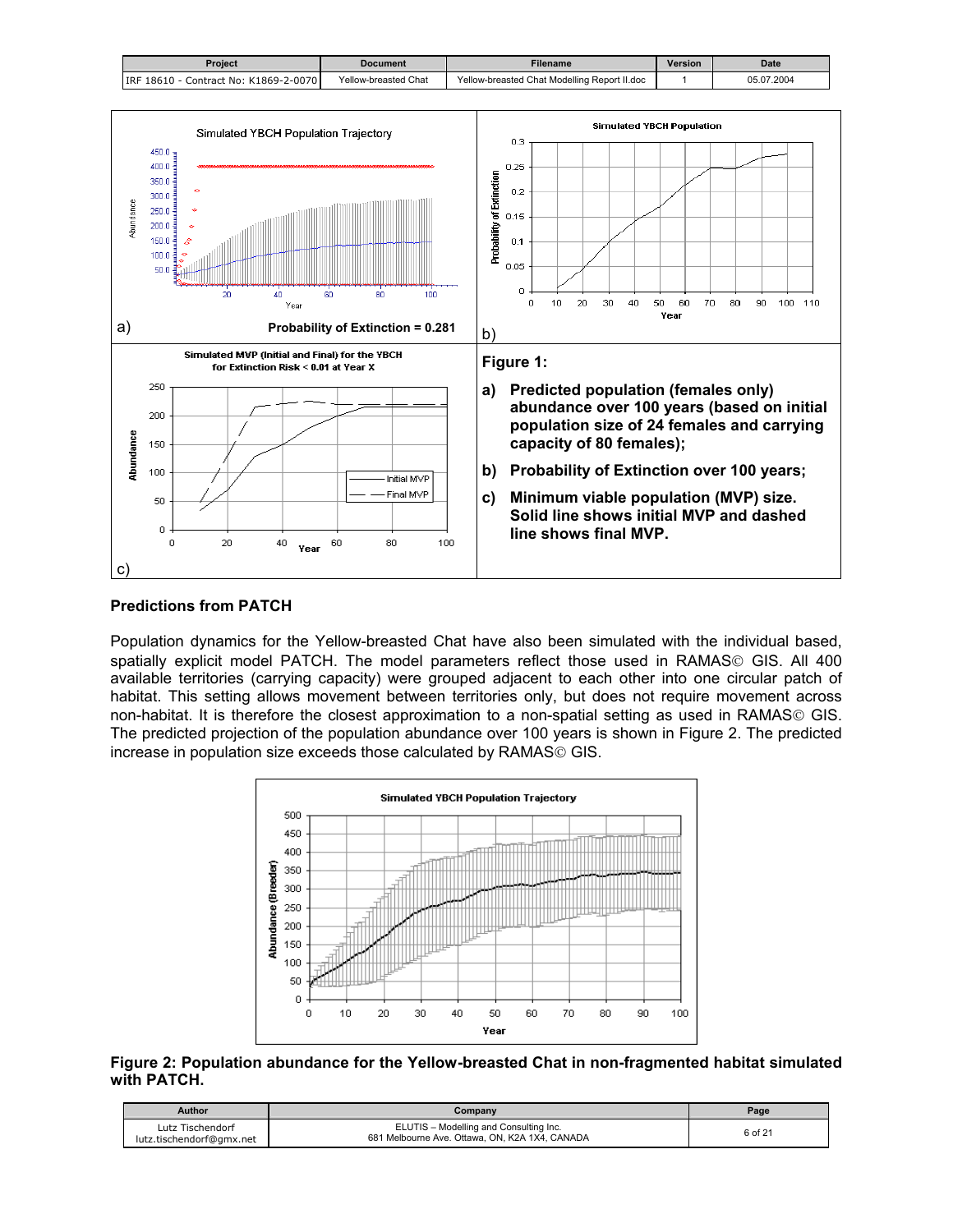a) Probability of Extinction = 0.281

b)

c)

**Figure 1:**

**a) Predicted population (females only) abundance over 100 years (based on initial population size of 24 females and carrying capacity of 80 females);**

**b) Probability of Extinction over 100 years;**

**c) Minimum viable population (MVP) size. Solid line shows initial MVP and dashed line shows final MVP.**

### Predictions from PATCH

Population dynamics for the Yellow-breasted Chat have also been simulated with the individual based, spatially explicit model PATCH. The model parameters reflect those used in RAMAS© GIS. All 400 available territories (carrying capacity) were grouped adjacent to each other into one circular patch of habitat. This setting allows movement between territories only, but does not require movement across non-habitat. It is therefore the closest approximation to a non-spatial setting as used in RAMAS© GIS. The predicted projection of the population abundance over 100 years is shown in Figure 2. The predicted increase in population size exceeds those calculated by RAMAS© GIS.

**Figure 2: Population abundance for the Yellow-breasted Chat in non-fragmented habitat simulated with PATCH.**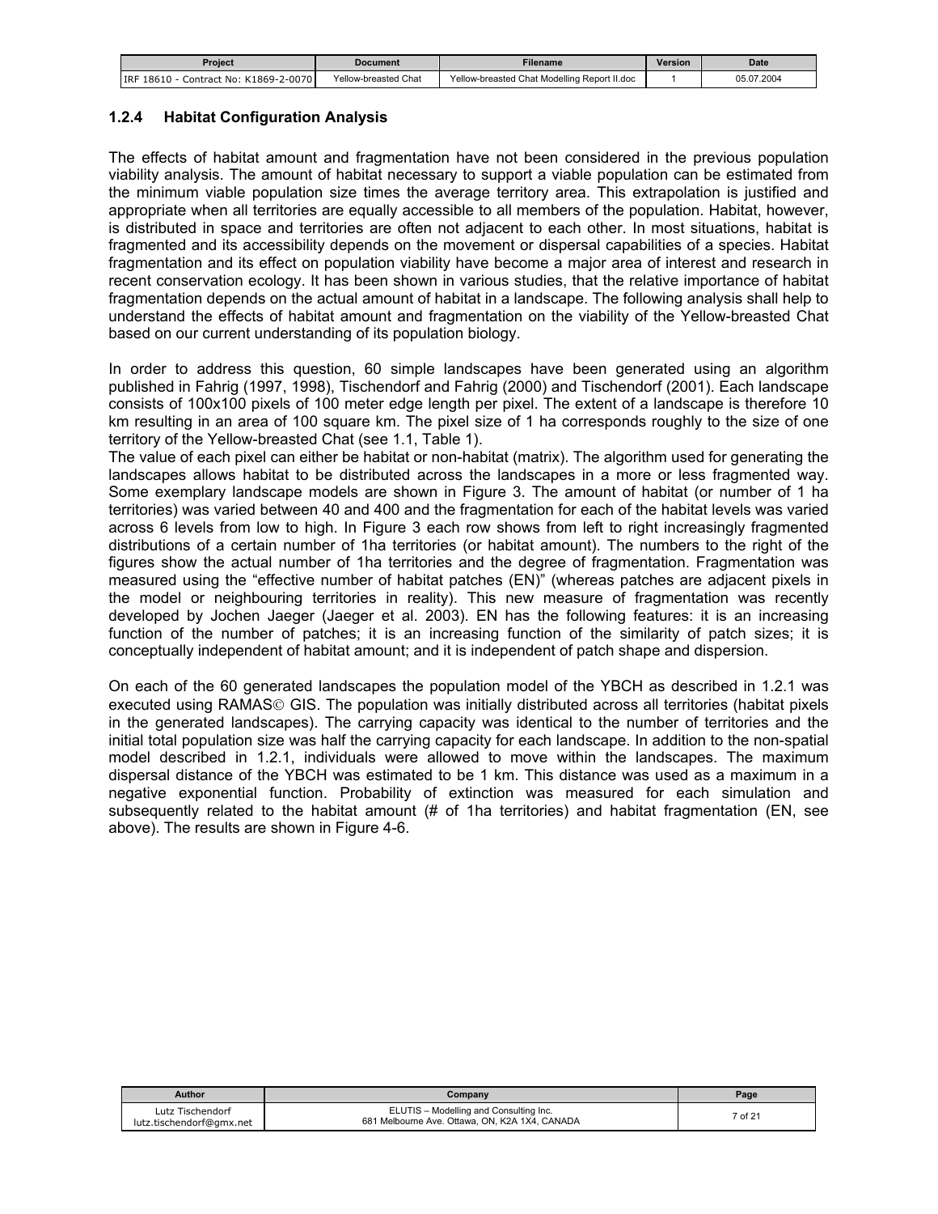### 1.2.4 Habitat Configuration Analysis

The effects of habitat amount and fragmentation have not been considered in the previous population viability analysis. The amount of habitat necessary to support a viable population can be estimated from the minimum viable population size times the average territory area. This extrapolation is justified and appropriate when all territories are equally accessible to all members of the population. Habitat, however, is distributed in space and territories are often not adjacent to each other. In most situations, habitat is fragmented and its accessibility depends on the movement or dispersal capabilities of a species. Habitat fragmentation and its effect on population viability have become a major area of interest and research in recent conservation ecology. It has been shown in various studies, that the relative importance of habitat fragmentation depends on the actual amount of habitat in a landscape. The following analysis shall help to understand the effects of habitat amount and fragmentation on the viability of the Yellow-breasted Chat based on our current understanding of its population biology.

In order to address this question, 60 simple landscapes have been generated using an algorithm published in Fahrig (1997, 1998), Tischendorf and Fahrig (2000) and Tischendorf (2001). Each landscape consists of 100x100 pixels of 100 meter edge length per pixel. The extent of a landscape is therefore 10 km resulting in an area of 100 square km. The pixel size of 1 ha corresponds roughly to the size of one territory of the Yellow-breasted Chat (see 1.1, Table 1).
The value of each pixel can either be habitat or non-habitat (matrix). The algorithm used for generating the landscapes allows habitat to be distributed across the landscapes in a more or less fragmented way. Some exemplary landscape models are shown in Figure 3. The amount of habitat (or number of 1 ha territories) was varied between 40 and 400 and the fragmentation for each of the habitat levels was varied across 6 levels from low to high. In Figure 3 each row shows from left to right increasingly fragmented distributions of a certain number of 1ha territories (or habitat amount). The numbers to the right of the figures show the actual number of 1ha territories and the degree of fragmentation. Fragmentation was measured using the “effective number of habitat patches (EN)” (whereas patches are adjacent pixels in the model or neighbouring territories in reality). This new measure of fragmentation was recently developed by Jochen Jaeger (Jaeger et al. 2003). EN has the following features: it is an increasing function of the number of patches; it is an increasing function of the similarity of patch sizes; it is conceptually independent of habitat amount; and it is independent of patch shape and dispersion.

On each of the 60 generated landscapes the population model of the YBCH as described in 1.2.1 was executed using RAMAS© GIS. The population was initially distributed across all territories (habitat pixels in the generated landscapes). The carrying capacity was identical to the number of territories and the initial total population size was half the carrying capacity for each landscape. In addition to the non-spatial model described in 1.2.1, individuals were allowed to move within the landscapes. The maximum dispersal distance of the YBCH was estimated to be 1 km. This distance was used as a maximum in a negative exponential function. Probability of extinction was measured for each simulation and subsequently related to the habitat amount (# of 1ha territories) and habitat fragmentation (EN, see above). The results are shown in Figure 4-6.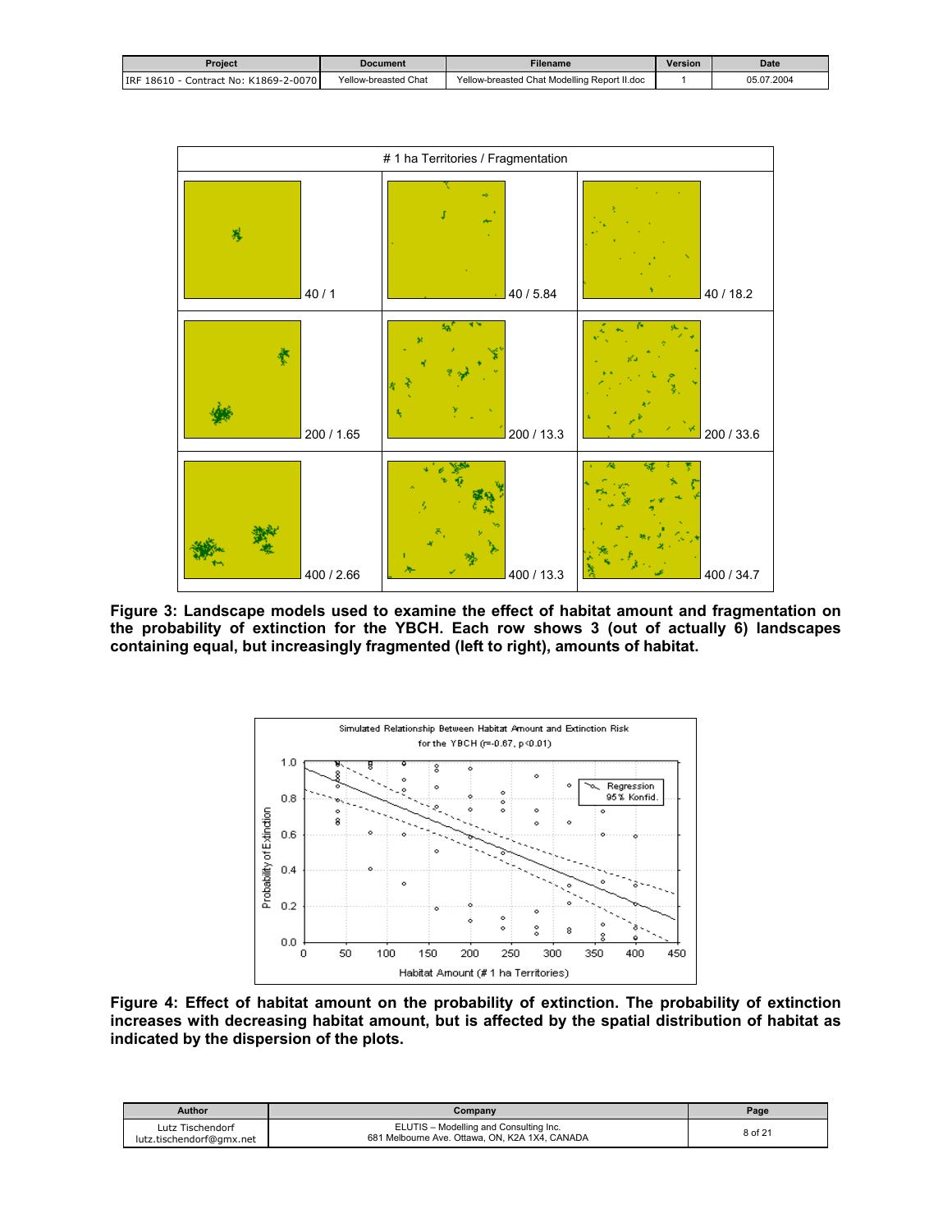**Figure 3: Landscape models used to examine the effect of habitat amount and fragmentation on the probability of extinction for the YBCH. Each row shows 3 (out of actually 6) landscapes containing equal, but increasingly fragmented (left to right), amounts of habitat.**

**Figure 4: Effect of habitat amount on the probability of extinction. The probability of extinction increases with decreasing habitat amount, but is affected by the spatial distribution of habitat as indicated by the dispersion of the plots.**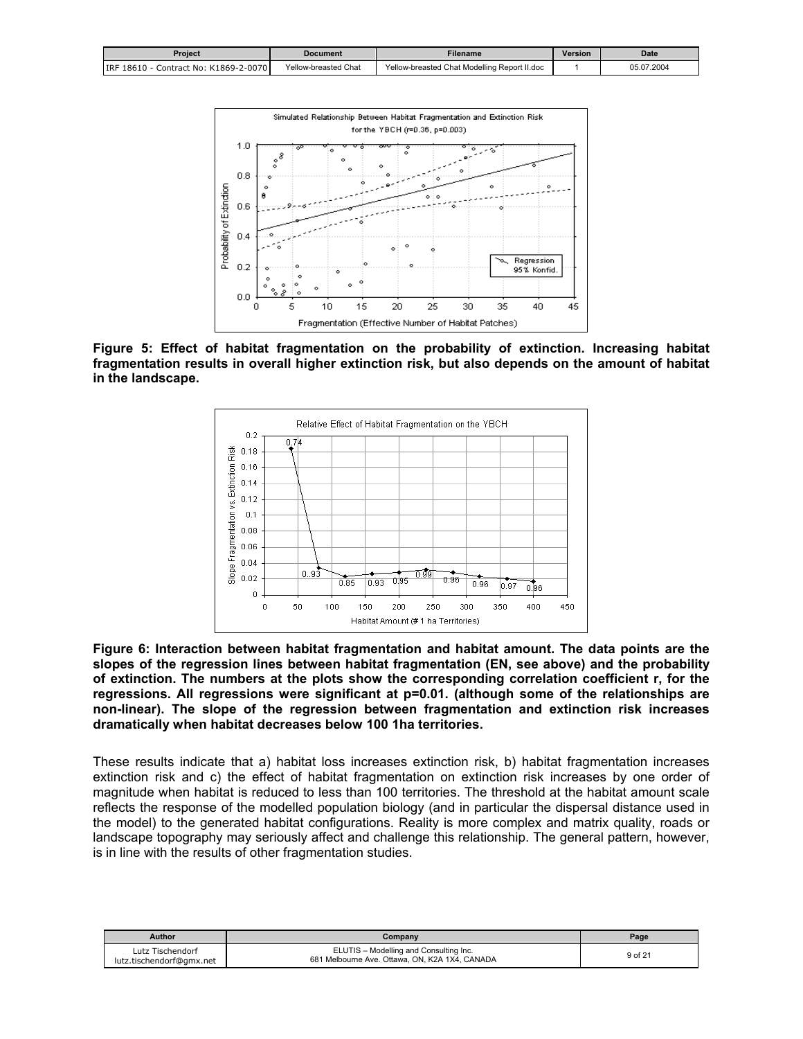**Figure 5: Effect of habitat fragmentation on the probability of extinction. Increasing habitat fragmentation results in overall higher extinction risk, but also depends on the amount of habitat in the landscape.**

**Figure 6: Interaction between habitat fragmentation and habitat amount. The data points are the slopes of the regression lines between habitat fragmentation (EN, see above) and the probability of extinction. The numbers at the plots show the corresponding correlation coefficient r, for the regressions. All regressions were significant at p=0.01. (although some of the relationships are non-linear). The slope of the regression between fragmentation and extinction risk increases dramatically when habitat decreases below 100 1ha territories.**

These results indicate that a) habitat loss increases extinction risk, b) habitat fragmentation increases extinction risk and c) the effect of habitat fragmentation on extinction risk increases by one order of magnitude when habitat is reduced to less than 100 territories. The threshold at the habitat amount scale reflects the response of the modelled population biology (and in particular the dispersal distance used in the model) to the generated habitat configurations. Reality is more complex and matrix quality, roads or landscape topography may seriously affect and challenge this relationship. The general pattern, however, is in line with the results of other fragmentation studies.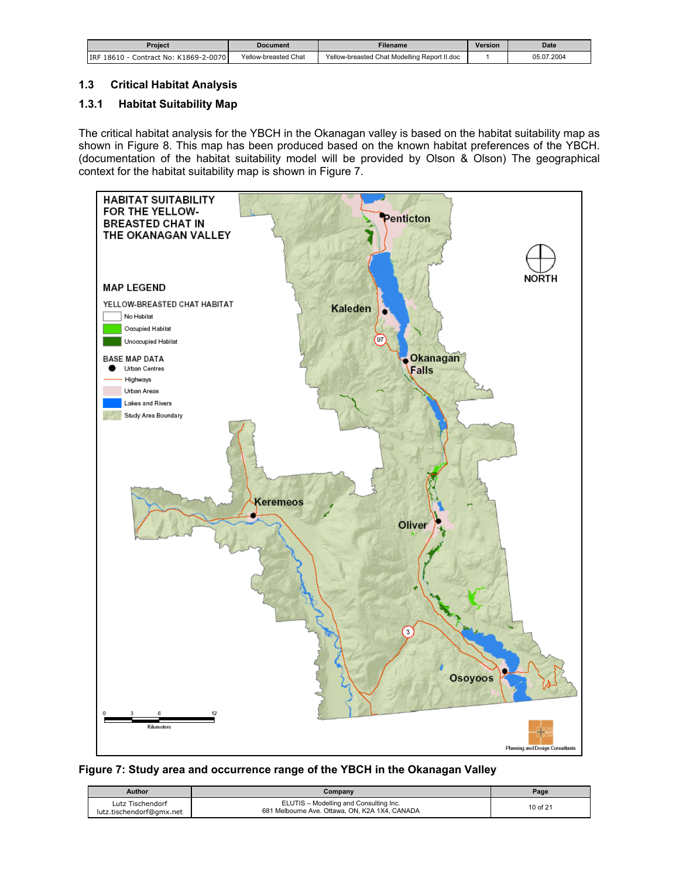## 1.3 Critical Habitat Analysis

### 1.3.1 Habitat Suitability Map

The critical habitat analysis for the YBCH in the Okanagan valley is based on the habitat suitability map as shown in Figure 8. This map has been produced based on the known habitat preferences of the YBCH. (documentation of the habitat suitability model will be provided by Olson & Olson) The geographical context for the habitat suitability map is shown in Figure 7.

**Figure 7: Study area and occurrence range of the YBCH in the Okanagan Valley**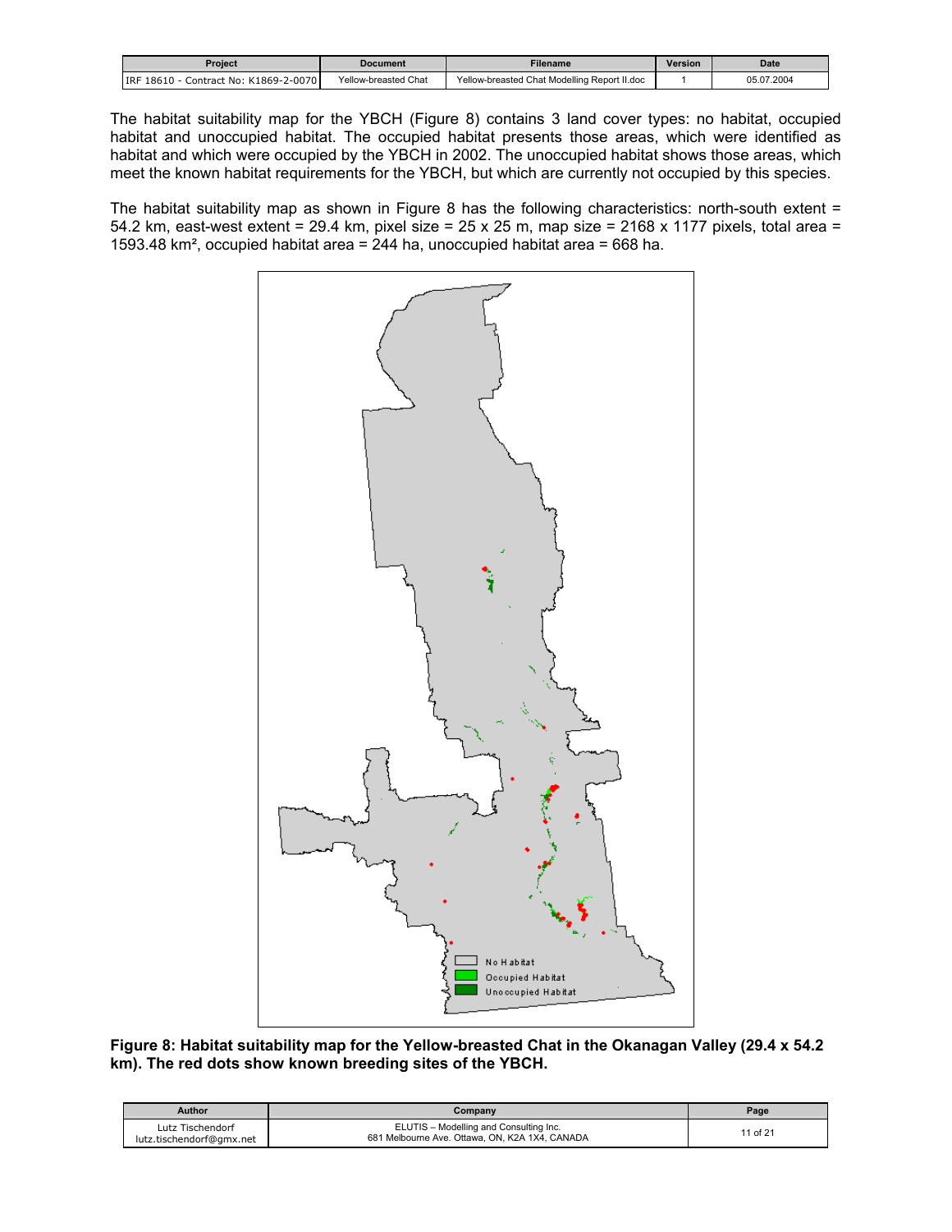The habitat suitability map for the YBCH (Figure 8) contains 3 land cover types: no habitat, occupied habitat and unoccupied habitat. The occupied habitat presents those areas, which were identified as habitat and which were occupied by the YBCH in 2002. The unoccupied habitat shows those areas, which meet the known habitat requirements for the YBCH, but which are currently not occupied by this species.

The habitat suitability map as shown in Figure 8 has the following characteristics: north-south extent = 54.2 km, east-west extent = 29.4 km, pixel size = 25 x 25 m, map size = 2168 x 1177 pixels, total area = 1593.48 km², occupied habitat area = 244 ha, unoccupied habitat area = 668 ha.

**Figure 8: Habitat suitability map for the Yellow-breasted Chat in the Okanagan Valley (29.4 x 54.2 km). The red dots show known breeding sites of the YBCH.**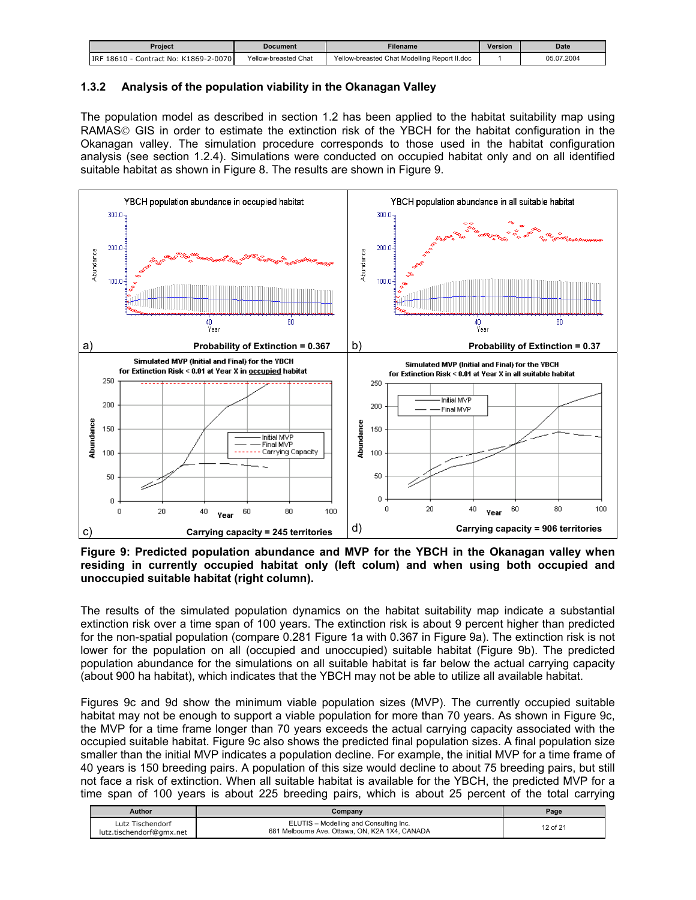### 1.3.2 Analysis of the population viability in the Okanagan Valley

The population model as described in section 1.2 has been applied to the habitat suitability map using RAMAS© GIS in order to estimate the extinction risk of the YBCH for the habitat configuration in the Okanagan valley. The simulation procedure corresponds to those used in the habitat configuration analysis (see section 1.2.4). Simulations were conducted on occupied habitat only and on all identified suitable habitat as shown in Figure 8. The results are shown in Figure 9.

**Figure 9: Predicted population abundance and MVP for the YBCH in the Okanagan valley when residing in currently occupied habitat only (left colum) and when using both occupied and unoccupied suitable habitat (right column).**

The results of the simulated population dynamics on the habitat suitability map indicate a substantial extinction risk over a time span of 100 years. The extinction risk is about 9 percent higher than predicted for the non-spatial population (compare 0.281 Figure 1a with 0.367 in Figure 9a). The extinction risk is not lower for the population on all (occupied and unoccupied) suitable habitat (Figure 9b). The predicted population abundance for the simulations on all suitable habitat is far below the actual carrying capacity (about 900 ha habitat), which indicates that the YBCH may not be able to utilize all available habitat.

Figures 9c and 9d show the minimum viable population sizes (MVP). The currently occupied suitable habitat may not be enough to support a viable population for more than 70 years. As shown in Figure 9c, the MVP for a time frame longer than 70 years exceeds the actual carrying capacity associated with the occupied suitable habitat. Figure 9c also shows the predicted final population sizes. A final population size smaller than the initial MVP indicates a population decline. For example, the initial MVP for a time frame of 40 years is 150 breeding pairs. A population of this size would decline to about 75 breeding pairs, but still not face a risk of extinction. When all suitable habitat is available for the YBCH, the predicted MVP for a time span of 100 years is about 225 breeding pairs, which is about 25 percent of the total carrying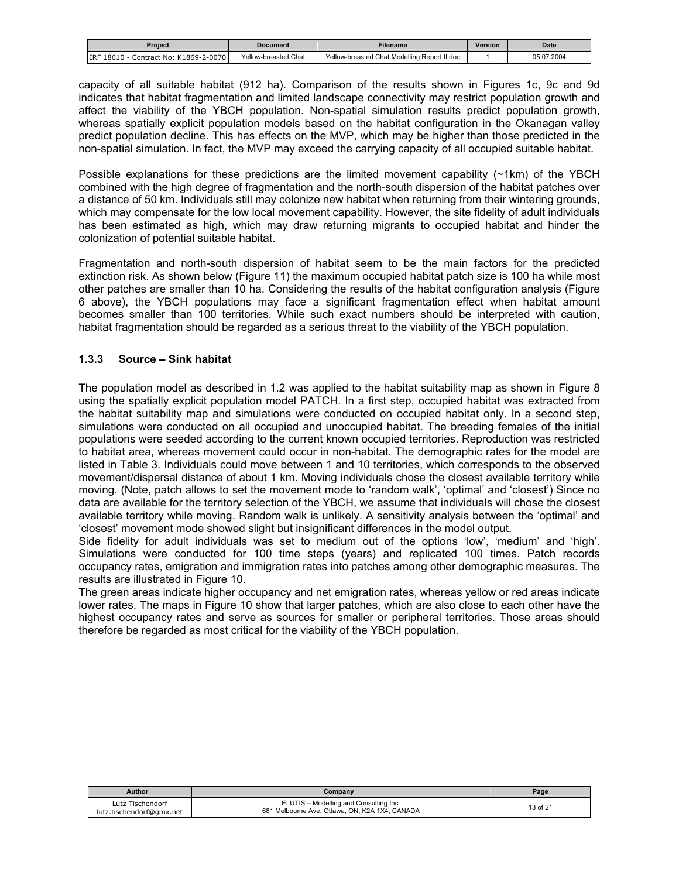capacity of all suitable habitat (912 ha). Comparison of the results shown in Figures 1c, 9c and 9d indicates that habitat fragmentation and limited landscape connectivity may restrict population growth and affect the viability of the YBCH population. Non-spatial simulation results predict population growth, whereas spatially explicit population models based on the habitat configuration in the Okanagan valley predict population decline. This has effects on the MVP, which may be higher than those predicted in the non-spatial simulation. In fact, the MVP may exceed the carrying capacity of all occupied suitable habitat.

Possible explanations for these predictions are the limited movement capability (~1km) of the YBCH combined with the high degree of fragmentation and the north-south dispersion of the habitat patches over a distance of 50 km. Individuals still may colonize new habitat when returning from their wintering grounds, which may compensate for the low local movement capability. However, the site fidelity of adult individuals has been estimated as high, which may draw returning migrants to occupied habitat and hinder the colonization of potential suitable habitat.

Fragmentation and north-south dispersion of habitat seem to be the main factors for the predicted extinction risk. As shown below (Figure 11) the maximum occupied habitat patch size is 100 ha while most other patches are smaller than 10 ha. Considering the results of the habitat configuration analysis (Figure 6 above), the YBCH populations may face a significant fragmentation effect when habitat amount becomes smaller than 100 territories. While such exact numbers should be interpreted with caution, habitat fragmentation should be regarded as a serious threat to the viability of the YBCH population.

### 1.3.3 Source – Sink habitat

The population model as described in 1.2 was applied to the habitat suitability map as shown in Figure 8 using the spatially explicit population model PATCH. In a first step, occupied habitat was extracted from the habitat suitability map and simulations were conducted on occupied habitat only. In a second step, simulations were conducted on all occupied and unoccupied habitat. The breeding females of the initial populations were seeded according to the current known occupied territories. Reproduction was restricted to habitat area, whereas movement could occur in non-habitat. The demographic rates for the model are listed in Table 3. Individuals could move between 1 and 10 territories, which corresponds to the observed movement/dispersal distance of about 1 km. Moving individuals chose the closest available territory while moving. (Note, patch allows to set the movement mode to 'random walk', 'optimal' and 'closest') Since no data are available for the territory selection of the YBCH, we assume that individuals will chose the closest available territory while moving. Random walk is unlikely. A sensitivity analysis between the 'optimal' and 'closest' movement mode showed slight but insignificant differences in the model output.
Side fidelity for adult individuals was set to medium out of the options 'low', 'medium' and 'high'. Simulations were conducted for 100 time steps (years) and replicated 100 times. Patch records occupancy rates, emigration and immigration rates into patches among other demographic measures. The results are illustrated in Figure 10.
The green areas indicate higher occupancy and net emigration rates, whereas yellow or red areas indicate lower rates. The maps in Figure 10 show that larger patches, which are also close to each other have the highest occupancy rates and serve as sources for smaller or peripheral territories. Those areas should therefore be regarded as most critical for the viability of the YBCH population.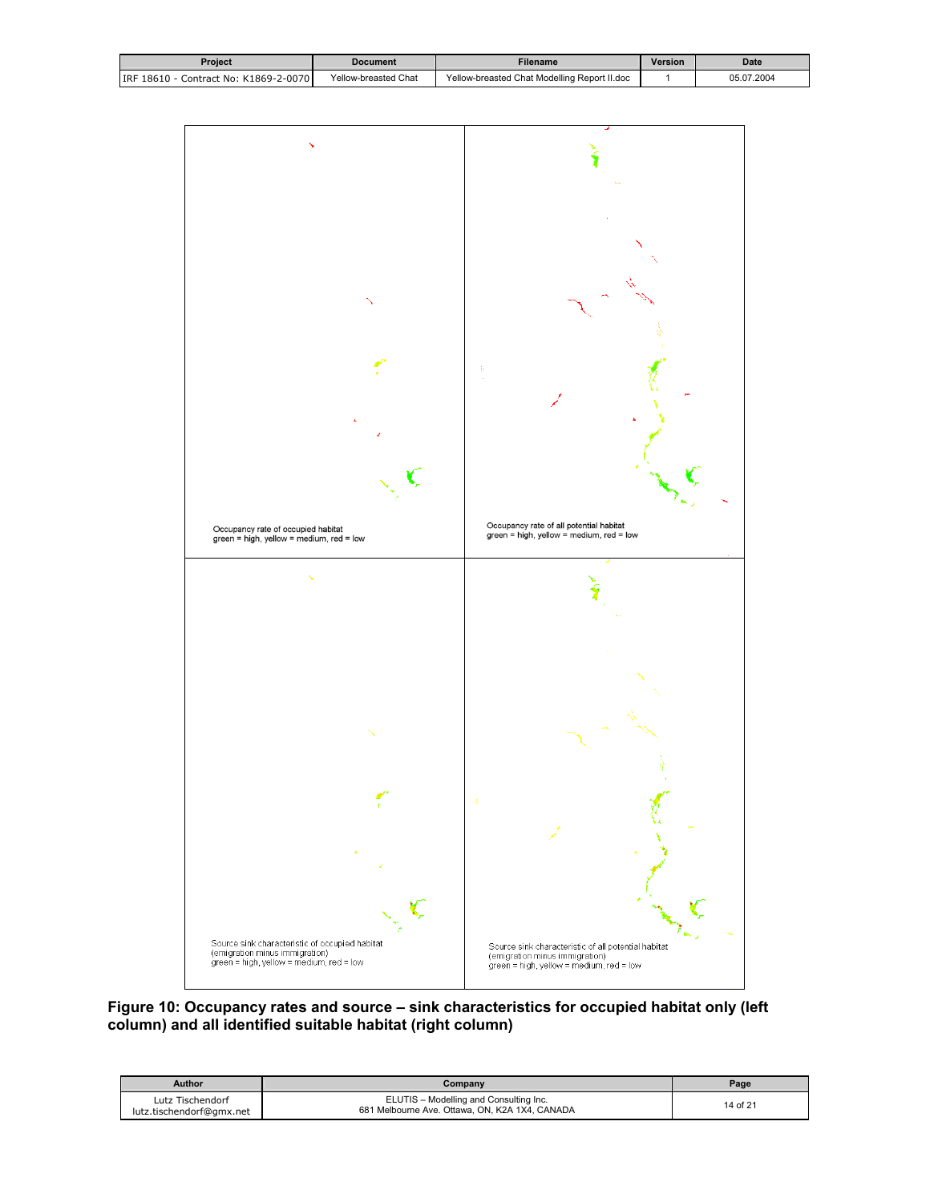Occupancy rate of occupied habitat
green = high, yellow = medium, red = low

Occupancy rate of all potential habitat
green = high, yellow = medium, red = low

Source sink characteristic of occupied habitat
(emigration minus immigration)
green = high, yellow = medium, red = low

Source sink characteristic of all potential habitat
(emigration minus immigration)
green = high, yellow = medium, red = low

**Figure 10: Occupancy rates and source – sink characteristics for occupied habitat only (left column) and all identified suitable habitat (right column)**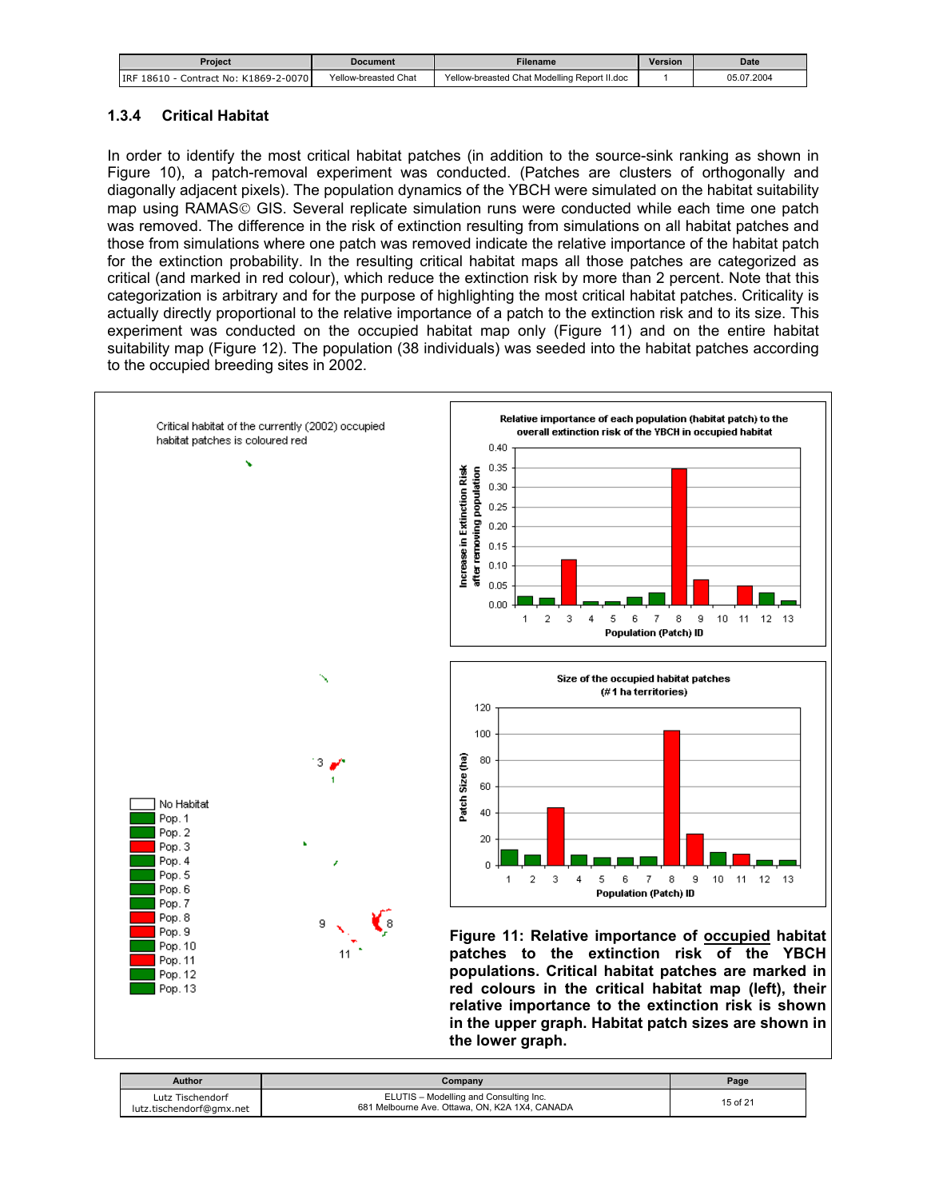### 1.3.4 Critical Habitat

In order to identify the most critical habitat patches (in addition to the source-sink ranking as shown in Figure 10), a patch-removal experiment was conducted. (Patches are clusters of orthogonally and diagonally adjacent pixels). The population dynamics of the YBCH were simulated on the habitat suitability map using RAMAS© GIS. Several replicate simulation runs were conducted while each time one patch was removed. The difference in the risk of extinction resulting from simulations on all habitat patches and those from simulations where one patch was removed indicate the relative importance of the habitat patch for the extinction probability. In the resulting critical habitat maps all those patches are categorized as critical (and marked in red colour), which reduce the extinction risk by more than 2 percent. Note that this categorization is arbitrary and for the purpose of highlighting the most critical habitat patches. Criticality is actually directly proportional to the relative importance of a patch to the extinction risk and to its size. This experiment was conducted on the occupied habitat map only (Figure 11) and on the entire habitat suitability map (Figure 12). The population (38 individuals) was seeded into the habitat patches according to the occupied breeding sites in 2002.

**Figure 11: Relative importance of occupied habitat patches to the extinction risk of the YBCH populations. Critical habitat patches are marked in red colours in the critical habitat map (left), their relative importance to the extinction risk is shown in the upper graph. Habitat patch sizes are shown in the lower graph.**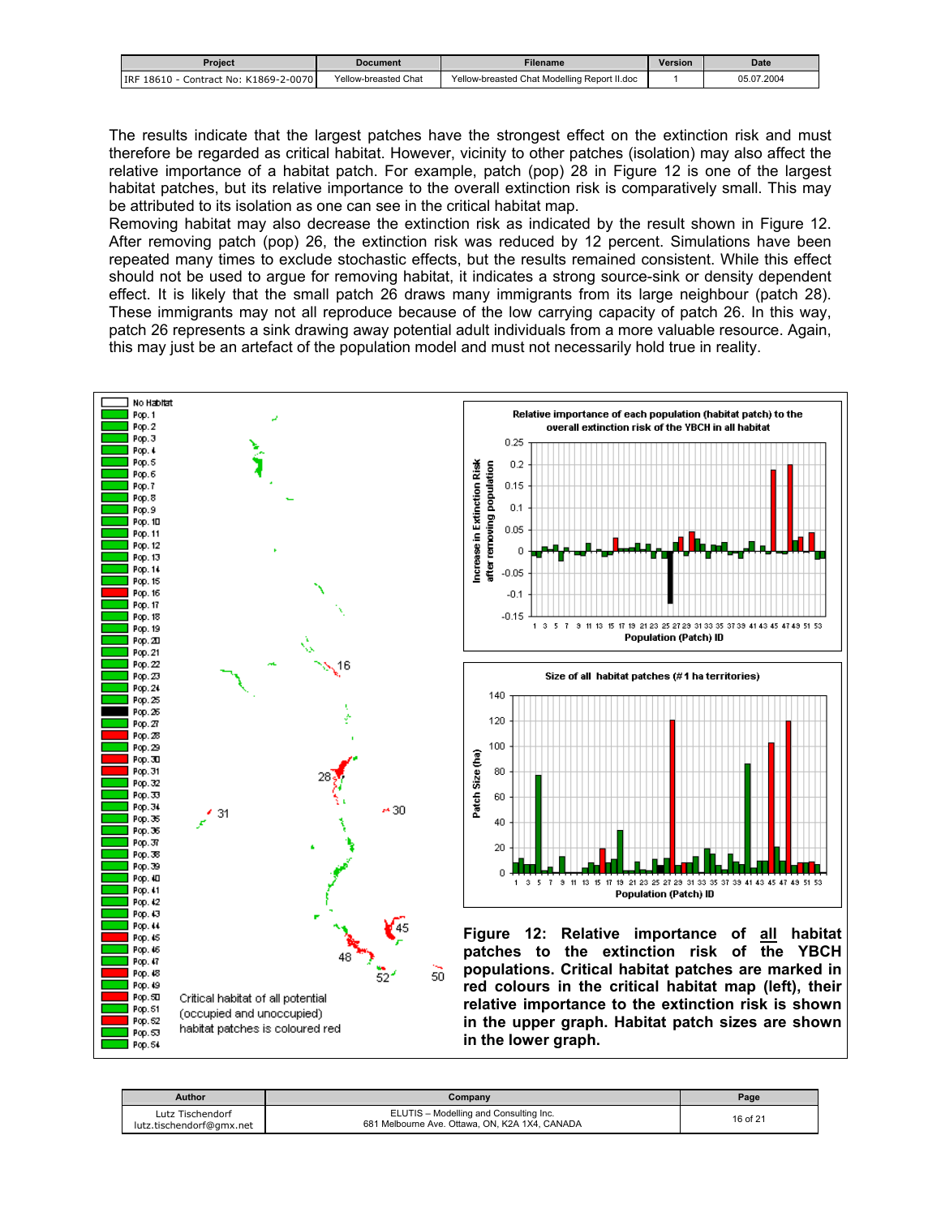The results indicate that the largest patches have the strongest effect on the extinction risk and must therefore be regarded as critical habitat. However, vicinity to other patches (isolation) may also affect the relative importance of a habitat patch. For example, patch (pop) 28 in Figure 12 is one of the largest habitat patches, but its relative importance to the overall extinction risk is comparatively small. This may be attributed to its isolation as one can see in the critical habitat map.

Removing habitat may also decrease the extinction risk as indicated by the result shown in Figure 12. After removing patch (pop) 26, the extinction risk was reduced by 12 percent. Simulations have been repeated many times to exclude stochastic effects, but the results remained consistent. While this effect should not be used to argue for removing habitat, it indicates a strong source-sink or density dependent effect. It is likely that the small patch 26 draws many immigrants from its large neighbour (patch 28). These immigrants may not all reproduce because of the low carrying capacity of patch 26. In this way, patch 26 represents a sink drawing away potential adult individuals from a more valuable resource. Again, this may just be an artefact of the population model and must not necessarily hold true in reality.

**Figure 12: Relative importance of all habitat patches to the extinction risk of the YBCH populations. Critical habitat patches are marked in red colours in the critical habitat map (left), their relative importance to the extinction risk is shown in the upper graph. Habitat patch sizes are shown in the lower graph.**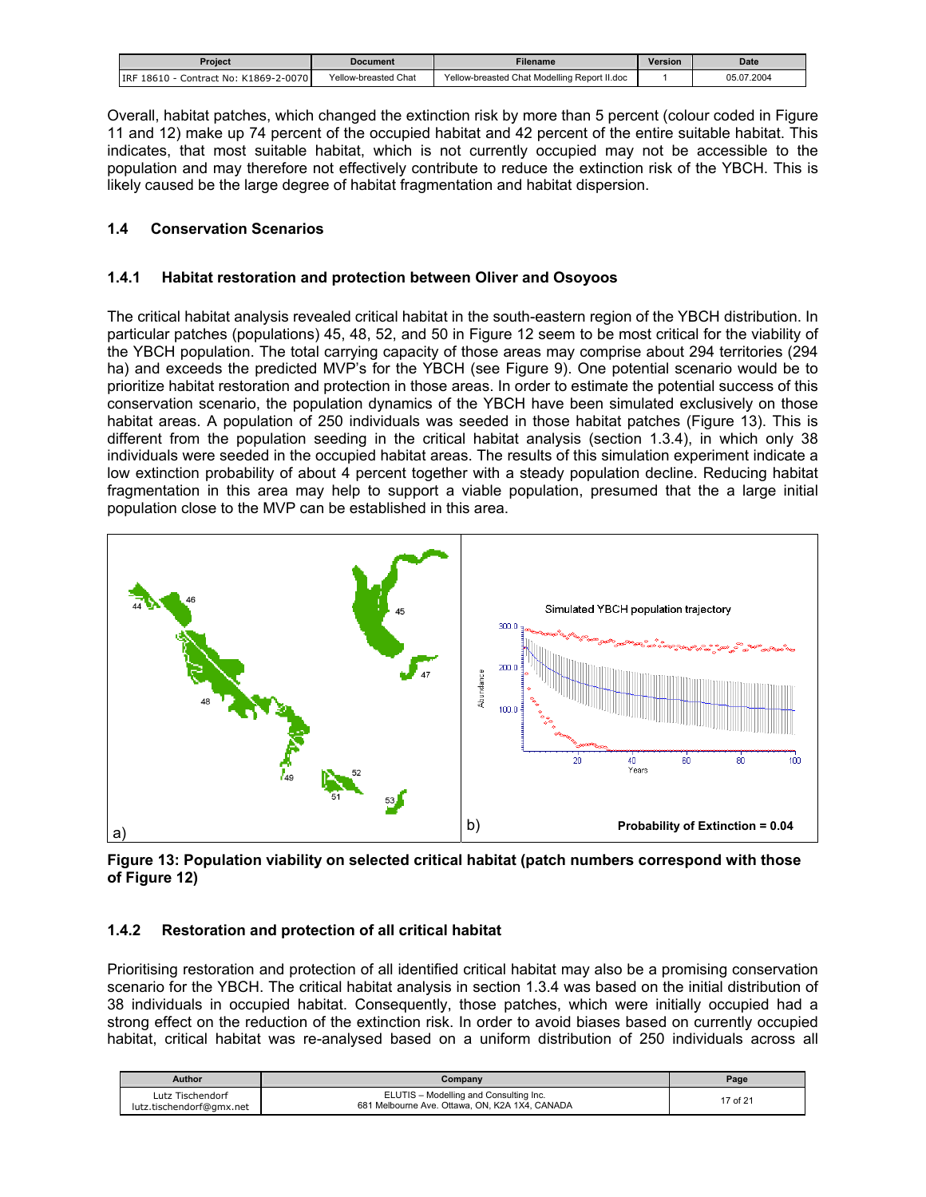Overall, habitat patches, which changed the extinction risk by more than 5 percent (colour coded in Figure 11 and 12) make up 74 percent of the occupied habitat and 42 percent of the entire suitable habitat. This indicates, that most suitable habitat, which is not currently occupied may not be accessible to the population and may therefore not effectively contribute to reduce the extinction risk of the YBCH. This is likely caused be the large degree of habitat fragmentation and habitat dispersion.

### 1.4 Conservation Scenarios

#### 1.4.1 Habitat restoration and protection between Oliver and Osoyoos

The critical habitat analysis revealed critical habitat in the south-eastern region of the YBCH distribution. In particular patches (populations) 45, 48, 52, and 50 in Figure 12 seem to be most critical for the viability of the YBCH population. The total carrying capacity of those areas may comprise about 294 territories (294 ha) and exceeds the predicted MVP's for the YBCH (see Figure 9). One potential scenario would be to prioritize habitat restoration and protection in those areas. In order to estimate the potential success of this conservation scenario, the population dynamics of the YBCH have been simulated exclusively on those habitat areas. A population of 250 individuals was seeded in those habitat patches (Figure 13). This is different from the population seeding in the critical habitat analysis (section 1.3.4), in which only 38 individuals were seeded in the occupied habitat areas. The results of this simulation experiment indicate a low extinction probability of about 4 percent together with a steady population decline. Reducing habitat fragmentation in this area may help to support a viable population, presumed that the a large initial population close to the MVP can be established in this area.

**Figure 13: Population viability on selected critical habitat (patch numbers correspond with those of Figure 12)**

#### 1.4.2 Restoration and protection of all critical habitat

Prioritising restoration and protection of all identified critical habitat may also be a promising conservation scenario for the YBCH. The critical habitat analysis in section 1.3.4 was based on the initial distribution of 38 individuals in occupied habitat. Consequently, those patches, which were initially occupied had a strong effect on the reduction of the extinction risk. In order to avoid biases based on currently occupied habitat, critical habitat was re-analysed based on a uniform distribution of 250 individuals across all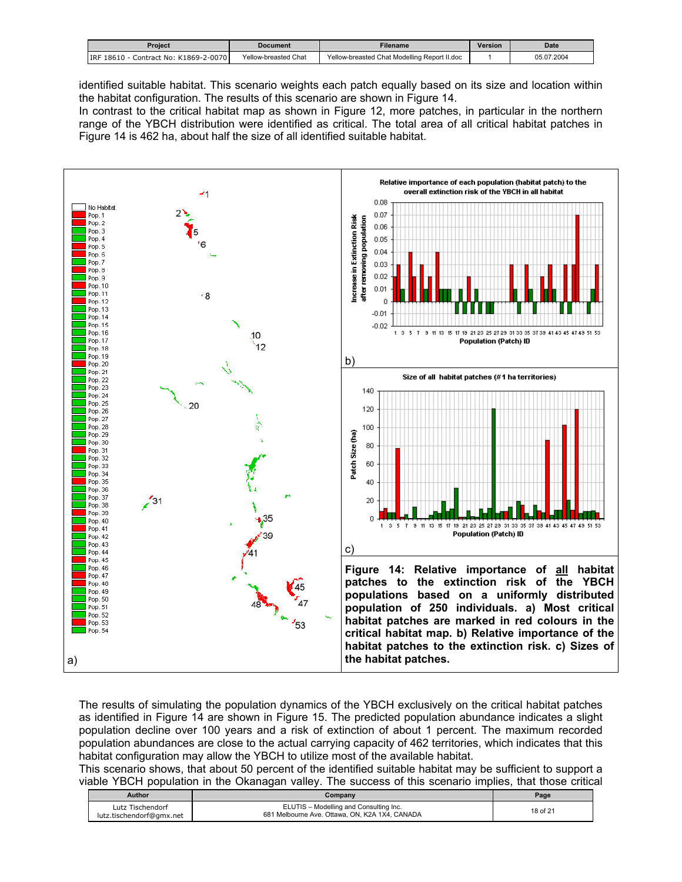identified suitable habitat. This scenario weights each patch equally based on its size and location within the habitat configuration. The results of this scenario are shown in Figure 14.

In contrast to the critical habitat map as shown in Figure 12, more patches, in particular in the northern range of the YBCH distribution were identified as critical. The total area of all critical habitat patches in Figure 14 is 462 ha, about half the size of all identified suitable habitat.

**Figure 14: Relative importance of all habitat patches to the extinction risk of the YBCH populations based on a uniformly distributed population of 250 individuals. a) Most critical habitat patches are marked in red colours in the critical habitat map. b) Relative importance of the habitat patches to the extinction risk. c) Sizes of the habitat patches.**

The results of simulating the population dynamics of the YBCH exclusively on the critical habitat patches as identified in Figure 14 are shown in Figure 15. The predicted population abundance indicates a slight population decline over 100 years and a risk of extinction of about 1 percent. The maximum recorded population abundances are close to the actual carrying capacity of 462 territories, which indicates that this habitat configuration may allow the YBCH to utilize most of the available habitat.

This scenario shows, that about 50 percent of the identified suitable habitat may be sufficient to support a viable YBCH population in the Okanagan valley. The success of this scenario implies, that those critical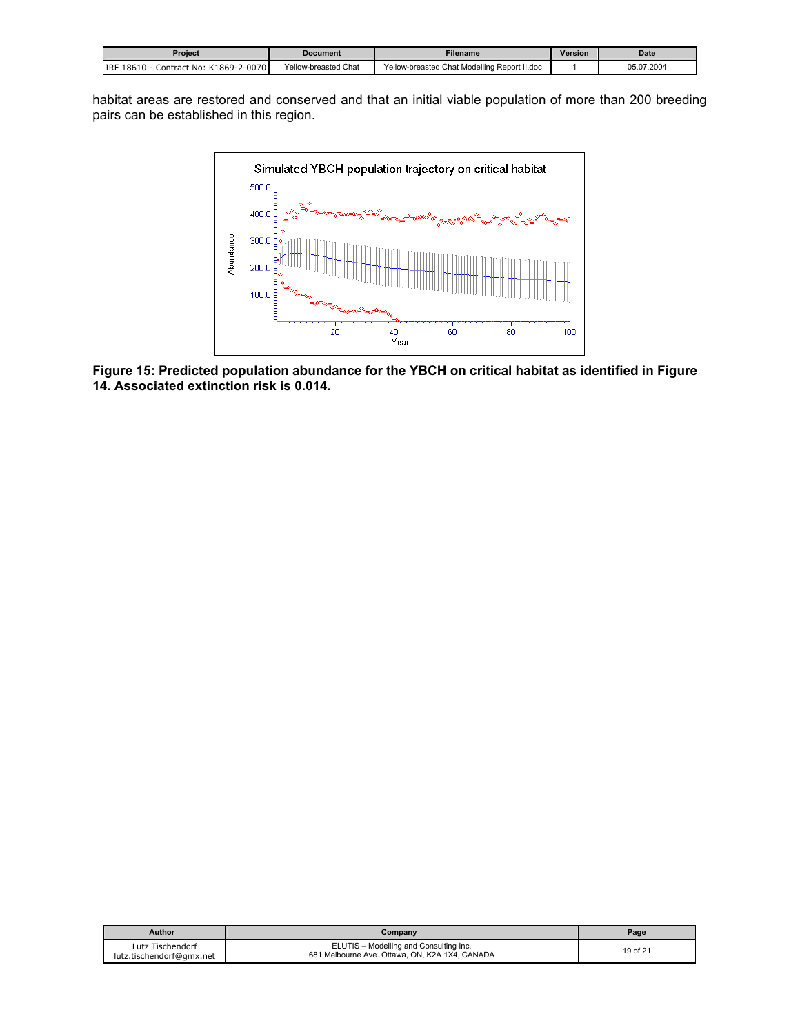habitat areas are restored and conserved and that an initial viable population of more than 200 breeding pairs can be established in this region.

**Figure 15: Predicted population abundance for the YBCH on critical habitat as identified in Figure 14. Associated extinction risk is 0.014.**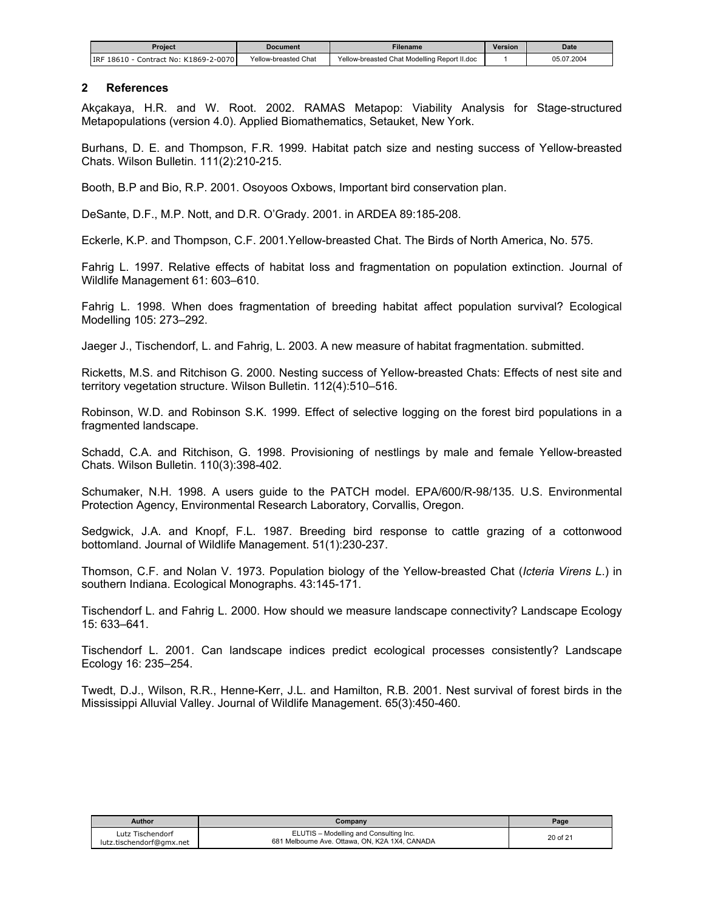## 2 References

Akçakaya, H.R. and W. Root. 2002. RAMAS Metapop: Viability Analysis for Stage-structured Metapopulations (version 4.0). Applied Biomathematics, Setauket, New York.

Burhans, D. E. and Thompson, F.R. 1999. Habitat patch size and nesting success of Yellow-breasted Chats. Wilson Bulletin. 111(2):210-215.

Booth, B.P and Bio, R.P. 2001. Osoyoos Oxbows, Important bird conservation plan.

DeSante, D.F., M.P. Nott, and D.R. O'Grady. 2001. in ARDEA 89:185-208.

Eckerle, K.P. and Thompson, C.F. 2001.Yellow-breasted Chat. The Birds of North America, No. 575.

Fahrig L. 1997. Relative effects of habitat loss and fragmentation on population extinction. Journal of Wildlife Management 61: 603–610.

Fahrig L. 1998. When does fragmentation of breeding habitat affect population survival? Ecological Modelling 105: 273–292.

Jaeger J., Tischendorf, L. and Fahrig, L. 2003. A new measure of habitat fragmentation. submitted.

Ricketts, M.S. and Ritchison G. 2000. Nesting success of Yellow-breasted Chats: Effects of nest site and territory vegetation structure. Wilson Bulletin. 112(4):510–516.

Robinson, W.D. and Robinson S.K. 1999. Effect of selective logging on the forest bird populations in a fragmented landscape.

Schadd, C.A. and Ritchison, G. 1998. Provisioning of nestlings by male and female Yellow-breasted Chats. Wilson Bulletin. 110(3):398-402.

Schumaker, N.H. 1998. A users guide to the PATCH model. EPA/600/R-98/135. U.S. Environmental Protection Agency, Environmental Research Laboratory, Corvallis, Oregon.

Sedgwick, J.A. and Knopf, F.L. 1987. Breeding bird response to cattle grazing of a cottonwood bottomland. Journal of Wildlife Management. 51(1):230-237.

Thomson, C.F. and Nolan V. 1973. Population biology of the Yellow-breasted Chat (*Icteria Virens L.*) in southern Indiana. Ecological Monographs. 43:145-171.

Tischendorf L. and Fahrig L. 2000. How should we measure landscape connectivity? Landscape Ecology 15: 633–641.

Tischendorf L. 2001. Can landscape indices predict ecological processes consistently? Landscape Ecology 16: 235–254.

Twedt, D.J., Wilson, R.R., Henne-Kerr, J.L. and Hamilton, R.B. 2001. Nest survival of forest birds in the Mississippi Alluvial Valley. Journal of Wildlife Management. 65(3):450-460.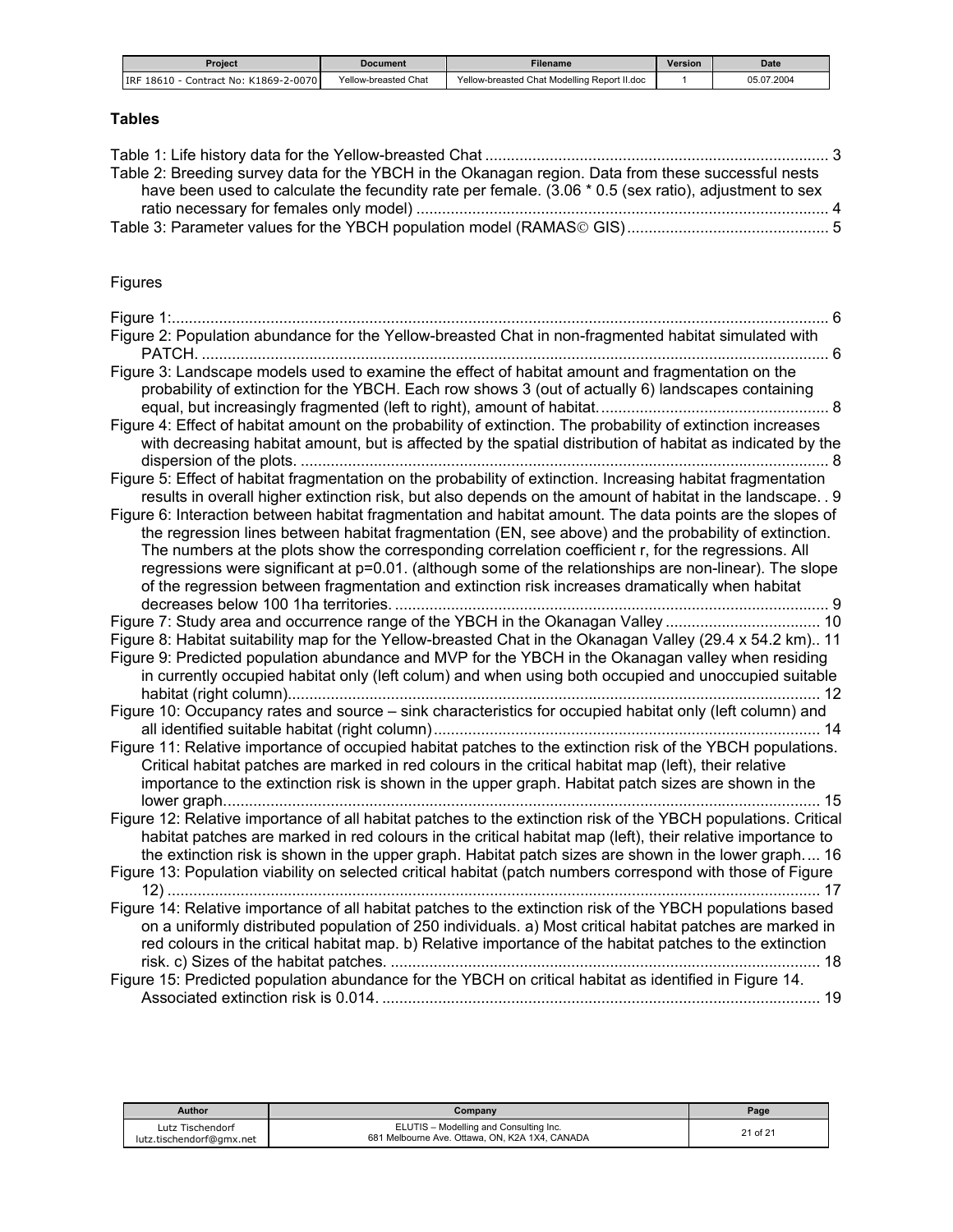**Tables**

Table 1: Life history data for the Yellow-breasted Chat ............................................................................... 3
Table 2: Breeding survey data for the YBCH in the Okanagan region. Data from these successful nests have been used to calculate the fecundity rate per female. (3.06 * 0.5 (sex ratio), adjustment to sex ratio necessary for females only model) ............................................................................................... 4
Table 3: Parameter values for the YBCH population model (RAMAS© GIS) .............................................. 5

Figures

Figure 1:......................................................................................................................................................... 6
Figure 2: Population abundance for the Yellow-breasted Chat in non-fragmented habitat simulated with PATCH. ................................................................................................................................................ 6
Figure 3: Landscape models used to examine the effect of habitat amount and fragmentation on the probability of extinction for the YBCH. Each row shows 3 (out of actually 6) landscapes containing equal, but increasingly fragmented (left to right), amount of habitat..................................................... 8
Figure 4: Effect of habitat amount on the probability of extinction. The probability of extinction increases with decreasing habitat amount, but is affected by the spatial distribution of habitat as indicated by the dispersion of the plots. .......................................................................................................................... 8
Figure 5: Effect of habitat fragmentation on the probability of extinction. Increasing habitat fragmentation results in overall higher extinction risk, but also depends on the amount of habitat in the landscape. . 9
Figure 6: Interaction between habitat fragmentation and habitat amount. The data points are the slopes of the regression lines between habitat fragmentation (EN, see above) and the probability of extinction. The numbers at the plots show the corresponding correlation coefficient r, for the regressions. All regressions were significant at p=0.01. (although some of the relationships are non-linear). The slope of the regression between fragmentation and extinction risk increases dramatically when habitat decreases below 100 1ha territories. .................................................................................................... 9
Figure 7: Study area and occurrence range of the YBCH in the Okanagan Valley .................................... 10
Figure 8: Habitat suitability map for the Yellow-breasted Chat in the Okanagan Valley (29.4 x 54.2 km).. 11
Figure 9: Predicted population abundance and MVP for the YBCH in the Okanagan valley when residing in currently occupied habitat only (left colum) and when using both occupied and unoccupied suitable habitat (right column)........................................................................................................................... 12
Figure 10: Occupancy rates and source – sink characteristics for occupied habitat only (left column) and all identified suitable habitat (right column) ......................................................................................... 14
Figure 11: Relative importance of occupied habitat patches to the extinction risk of the YBCH populations. Critical habitat patches are marked in red colours in the critical habitat map (left), their relative importance to the extinction risk is shown in the upper graph. Habitat patch sizes are shown in the lower graph.......................................................................................................................................... 15
Figure 12: Relative importance of all habitat patches to the extinction risk of the YBCH populations. Critical habitat patches are marked in red colours in the critical habitat map (left), their relative importance to the extinction risk is shown in the upper graph. Habitat patch sizes are shown in the lower graph.... 16
Figure 13: Population viability on selected critical habitat (patch numbers correspond with those of Figure 12) ....................................................................................................................................................... 17
Figure 14: Relative importance of all habitat patches to the extinction risk of the YBCH populations based on a uniformly distributed population of 250 individuals. a) Most critical habitat patches are marked in red colours in the critical habitat map. b) Relative importance of the habitat patches to the extinction risk. c) Sizes of the habitat patches. .................................................................................................... 18
Figure 15: Predicted population abundance for the YBCH on critical habitat as identified in Figure 14. Associated extinction risk is 0.014. ..................................................................................................... 19